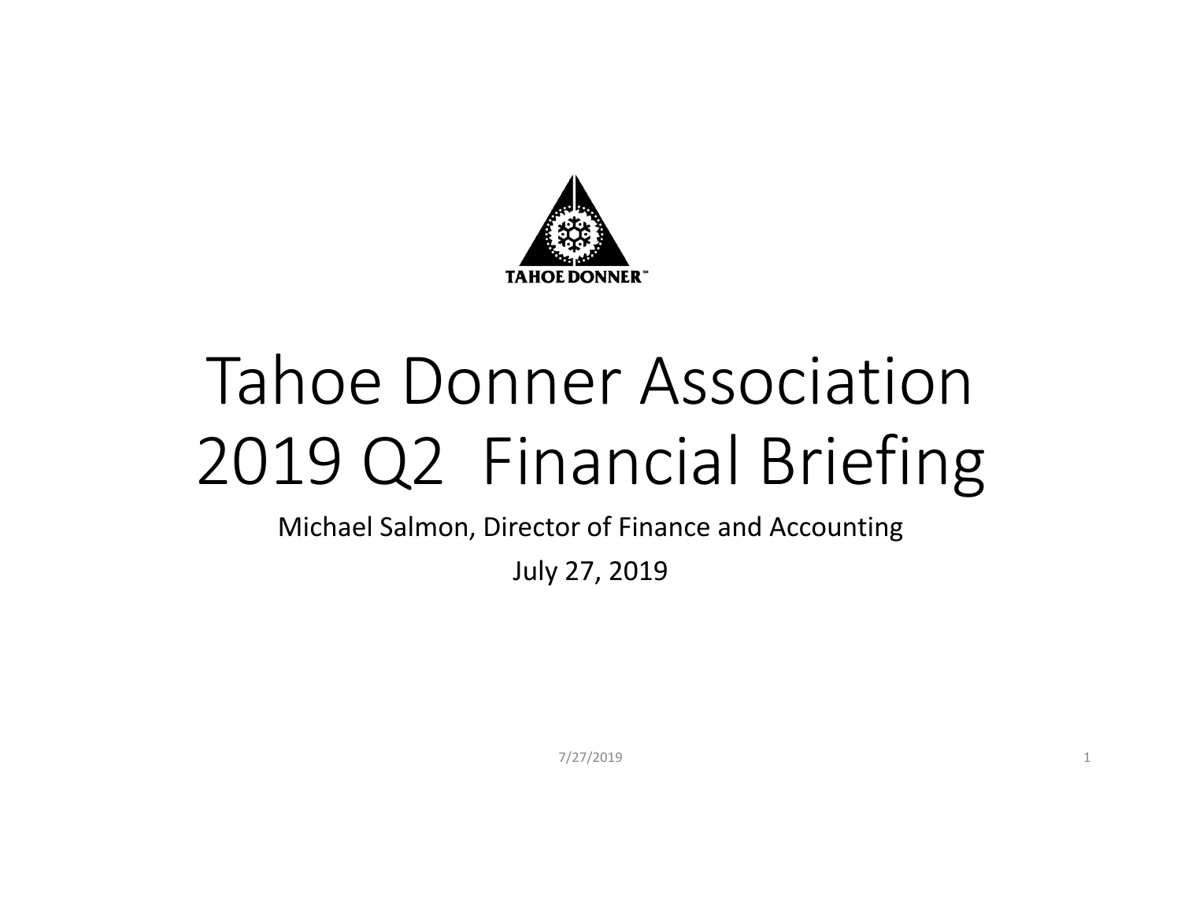TAHOE DONNER

# Tahoe Donner Association 2019 Q2 Financial Briefing

Michael Salmon, Director of Finance and Accounting

July 27, 2019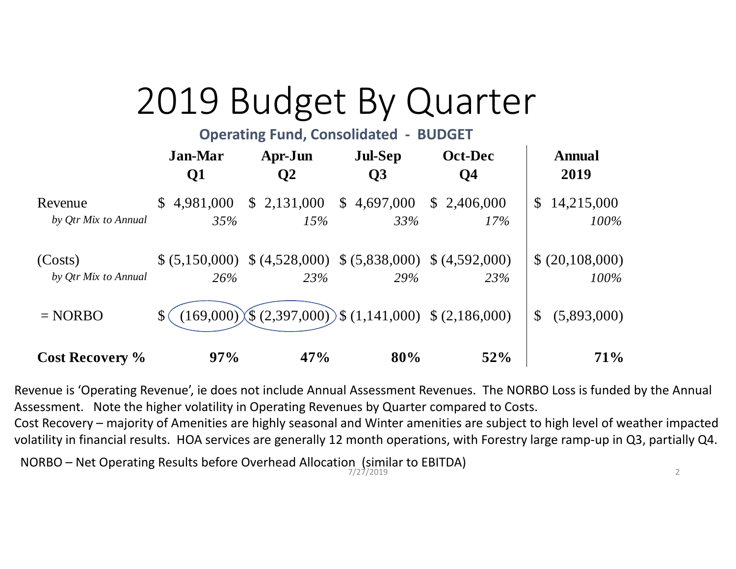# 2019 Budget By Quarter

**Operating Fund, Consolidated - BUDGET**

| | Jan-Mar Q1 | Apr-Jun Q2 | Jul-Sep Q3 | Oct-Dec Q4 | Annual 2019 |
|---|---|---|---|---|---|
| Revenue | $ 4,981,000 | $ 2,131,000 | $ 4,697,000 | $ 2,406,000 | $ 14,215,000 |
| *by Qtr Mix to Annual* | *35%* | *15%* | *33%* | *17%* | *100%* |
| (Costs) | $ (5,150,000) | $ (4,528,000) | $ (5,838,000) | $ (4,592,000) | $ (20,108,000) |
| *by Qtr Mix to Annual* | *26%* | *23%* | *29%* | *23%* | *100%* |
| = NORBO | $ (169,000) | $ (2,397,000) | $ (1,141,000) | $ (2,186,000) | $ (5,893,000) |
| **Cost Recovery %** | **97%** | **47%** | **80%** | **52%** | **71%** |

Revenue is 'Operating Revenue', ie does not include Annual Assessment Revenues. The NORBO Loss is funded by the Annual Assessment. Note the higher volatility in Operating Revenues by Quarter compared to Costs.

Cost Recovery – majority of Amenities are highly seasonal and Winter amenities are subject to high level of weather impacted volatility in financial results. HOA services are generally 12 month operations, with Forestry large ramp-up in Q3, partially Q4.

NORBO – Net Operating Results before Overhead Allocation (similar to EBITDA)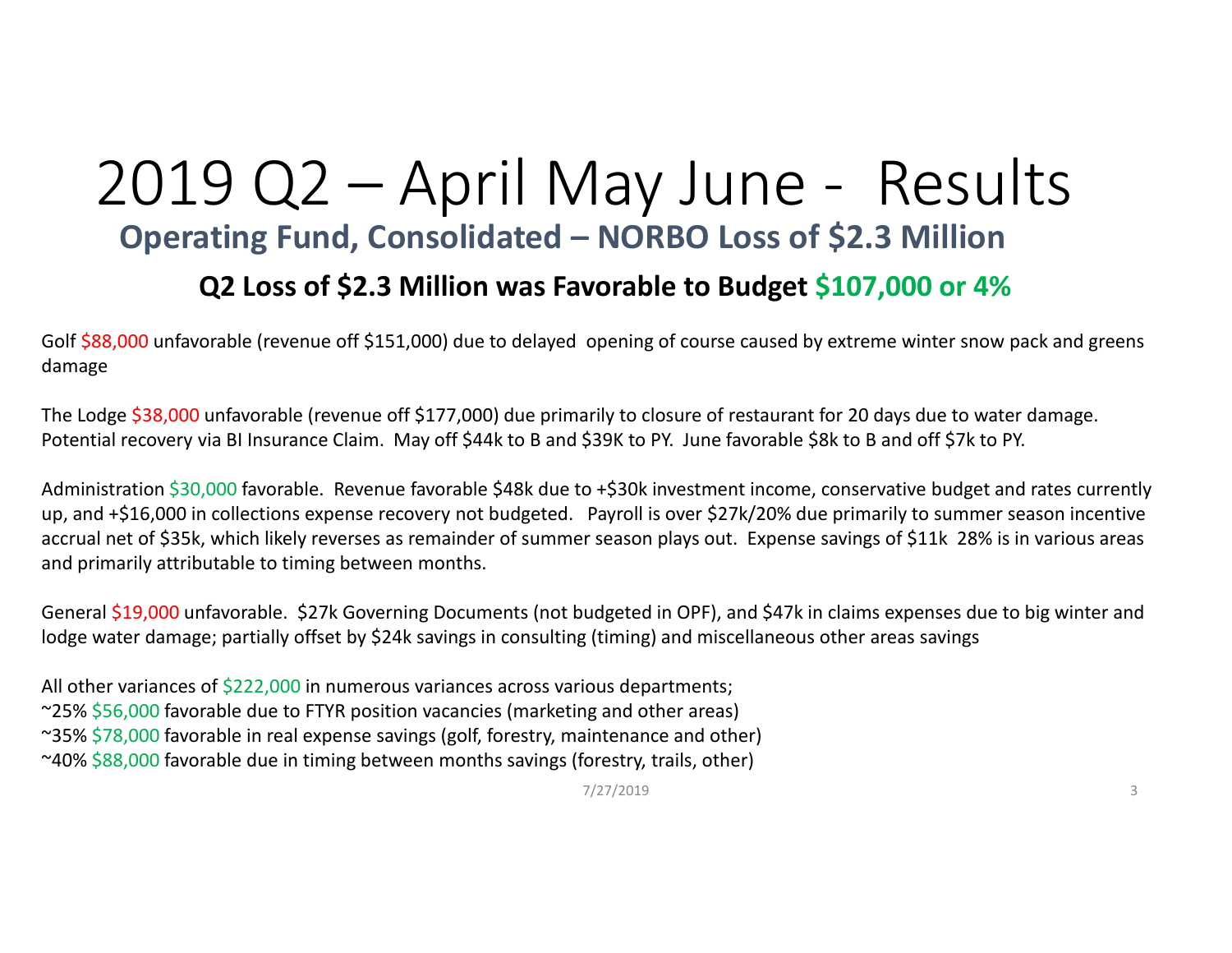# 2019 Q2 – April May June - Results

## Operating Fund, Consolidated – NORBO Loss of $2.3 Million

### Q2 Loss of $2.3 Million was Favorable to Budget $107,000 or 4%

Golf $88,000 unfavorable (revenue off $151,000) due to delayed opening of course caused by extreme winter snow pack and greens damage

The Lodge $38,000 unfavorable (revenue off $177,000) due primarily to closure of restaurant for 20 days due to water damage. Potential recovery via BI Insurance Claim. May off $44k to B and $39K to PY. June favorable $8k to B and off $7k to PY.

Administration $30,000 favorable. Revenue favorable $48k due to +$30k investment income, conservative budget and rates currently up, and +$16,000 in collections expense recovery not budgeted. Payroll is over $27k/20% due primarily to summer season incentive accrual net of $35k, which likely reverses as remainder of summer season plays out. Expense savings of $11k 28% is in various areas and primarily attributable to timing between months.

General $19,000 unfavorable. $27k Governing Documents (not budgeted in OPF), and $47k in claims expenses due to big winter and lodge water damage; partially offset by $24k savings in consulting (timing) and miscellaneous other areas savings

All other variances of $222,000 in numerous variances across various departments;
~25% $56,000 favorable due to FTYR position vacancies (marketing and other areas)
~35% $78,000 favorable in real expense savings (golf, forestry, maintenance and other)
~40% $88,000 favorable due in timing between months savings (forestry, trails, other)

7/27/2019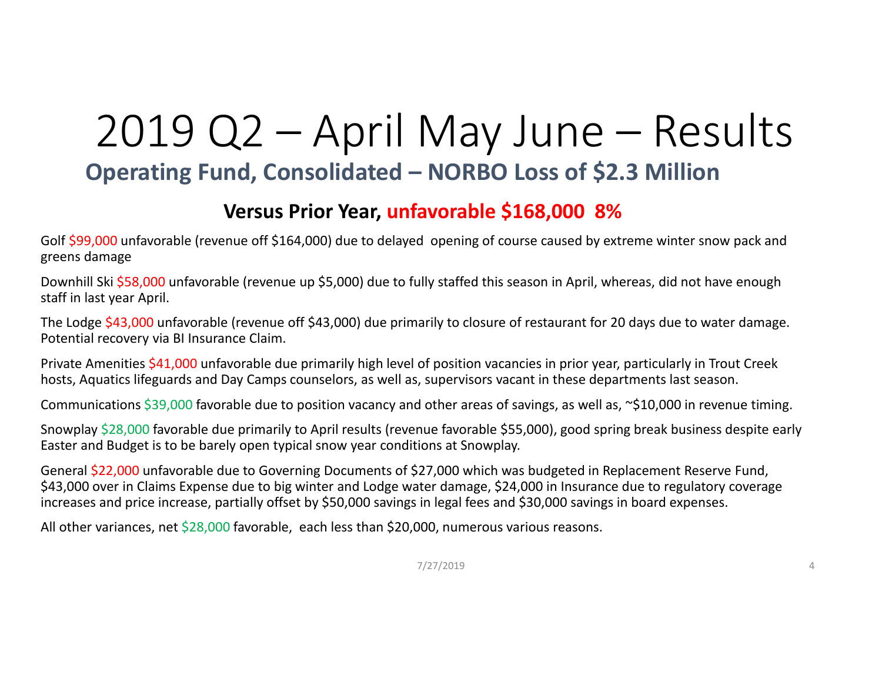# 2019 Q2 – April May June – Results

## Operating Fund, Consolidated – NORBO Loss of $2.3 Million

### Versus Prior Year, unfavorable $168,000 8%

Golf $99,000 unfavorable (revenue off $164,000) due to delayed opening of course caused by extreme winter snow pack and greens damage

Downhill Ski $58,000 unfavorable (revenue up $5,000) due to fully staffed this season in April, whereas, did not have enough staff in last year April.

The Lodge $43,000 unfavorable (revenue off $43,000) due primarily to closure of restaurant for 20 days due to water damage. Potential recovery via BI Insurance Claim.

Private Amenities $41,000 unfavorable due primarily high level of position vacancies in prior year, particularly in Trout Creek hosts, Aquatics lifeguards and Day Camps counselors, as well as, supervisors vacant in these departments last season.

Communications $39,000 favorable due to position vacancy and other areas of savings, as well as, ~$10,000 in revenue timing.

Snowplay $28,000 favorable due primarily to April results (revenue favorable $55,000), good spring break business despite early Easter and Budget is to be barely open typical snow year conditions at Snowplay.

General $22,000 unfavorable due to Governing Documents of $27,000 which was budgeted in Replacement Reserve Fund, $43,000 over in Claims Expense due to big winter and Lodge water damage, $24,000 in Insurance due to regulatory coverage increases and price increase, partially offset by $50,000 savings in legal fees and $30,000 savings in board expenses.

All other variances, net $28,000 favorable, each less than $20,000, numerous various reasons.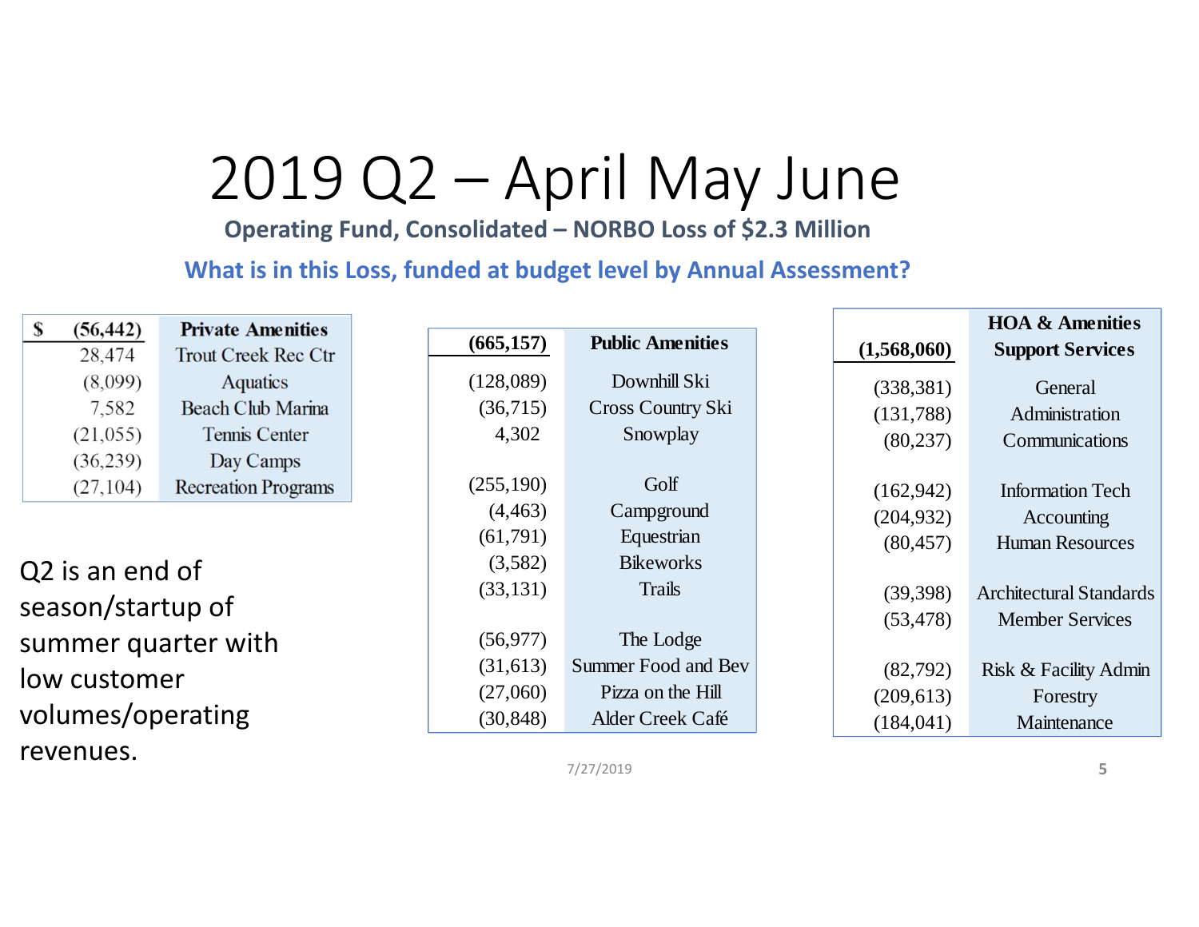# 2019 Q2 – April May June

**Operating Fund, Consolidated – NORBO Loss of $2.3 Million**

**What is in this Loss, funded at budget level by Annual Assessment?**

| $ (56,442) | Private Amenities |
|---|---|
| 28,474 | Trout Creek Rec Ctr |
| (8,099) | Aquatics |
| 7,582 | Beach Club Marina |
| (21,055) | Tennis Center |
| (36,239) | Day Camps |
| (27,104) | Recreation Programs |

Q2 is an end of season/startup of summer quarter with low customer volumes/operating revenues.

| (665,157) | Public Amenities |
|---|---|
| (128,089) | Downhill Ski |
| (36,715) | Cross Country Ski |
| 4,302 | Snowplay |
| (255,190) | Golf |
| (4,463) | Campground |
| (61,791) | Equestrian |
| (3,582) | Bikeworks |
| (33,131) | Trails |
| (56,977) | The Lodge |
| (31,613) | Summer Food and Bev |
| (27,060) | Pizza on the Hill |
| (30,848) | Alder Creek Café |

| (1,568,060) | HOA & Amenities Support Services |
|---|---|
| (338,381) | General |
| (131,788) | Administration |
| (80,237) | Communications |
| (162,942) | Information Tech |
| (204,932) | Accounting |
| (80,457) | Human Resources |
| (39,398) | Architectural Standards |
| (53,478) | Member Services |
| (82,792) | Risk & Facility Admin |
| (209,613) | Forestry |
| (184,041) | Maintenance |

7/27/2019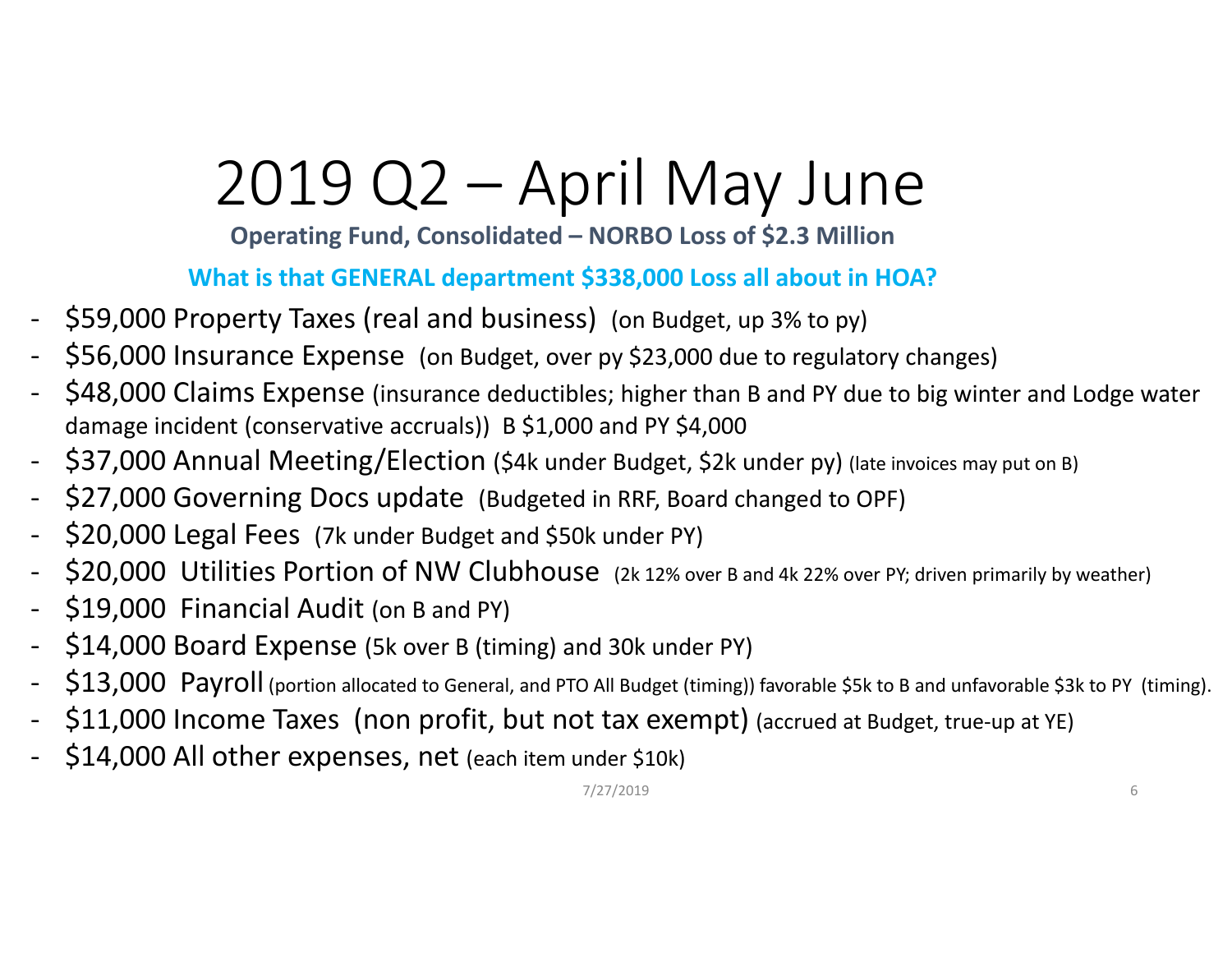# 2019 Q2 – April May June

**Operating Fund, Consolidated – NORBO Loss of $2.3 Million**

**What is that GENERAL department $338,000 Loss all about in HOA?**

- $59,000 Property Taxes (real and business) (on Budget, up 3% to py)
- $56,000 Insurance Expense (on Budget, over py $23,000 due to regulatory changes)
- $48,000 Claims Expense (insurance deductibles; higher than B and PY due to big winter and Lodge water damage incident (conservative accruals)) B $1,000 and PY $4,000
- $37,000 Annual Meeting/Election ($4k under Budget, $2k under py) (late invoices may put on B)
- $27,000 Governing Docs update (Budgeted in RRF, Board changed to OPF)
- $20,000 Legal Fees (7k under Budget and $50k under PY)
- $20,000 Utilities Portion of NW Clubhouse (2k 12% over B and 4k 22% over PY; driven primarily by weather)
- $19,000 Financial Audit (on B and PY)
- $14,000 Board Expense (5k over B (timing) and 30k under PY)
- $13,000 Payroll (portion allocated to General, and PTO All Budget (timing)) favorable $5k to B and unfavorable $3k to PY (timing).
- $11,000 Income Taxes (non profit, but not tax exempt) (accrued at Budget, true-up at YE)
- $14,000 All other expenses, net (each item under $10k)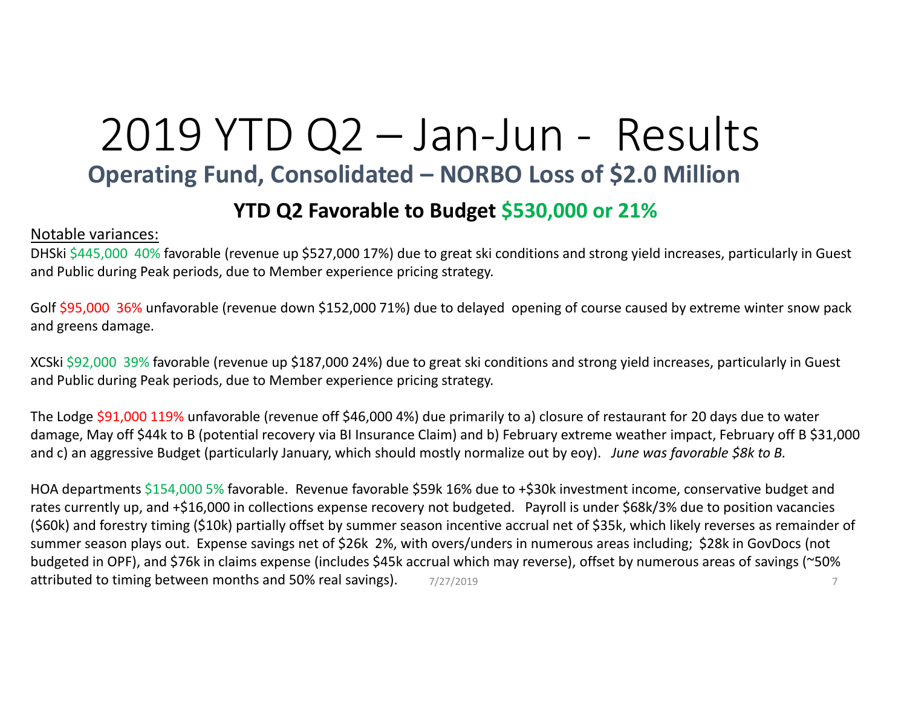# 2019 YTD Q2 – Jan-Jun - Results

## Operating Fund, Consolidated – NORBO Loss of $2.0 Million

### YTD Q2 Favorable to Budget $530,000 or 21%

Notable variances:

DHSki $445,000 40% favorable (revenue up $527,000 17%) due to great ski conditions and strong yield increases, particularly in Guest and Public during Peak periods, due to Member experience pricing strategy.

Golf $95,000 36% unfavorable (revenue down $152,000 71%) due to delayed opening of course caused by extreme winter snow pack and greens damage.

XCSki $92,000 39% favorable (revenue up $187,000 24%) due to great ski conditions and strong yield increases, particularly in Guest and Public during Peak periods, due to Member experience pricing strategy.

The Lodge $91,000 119% unfavorable (revenue off $46,000 4%) due primarily to a) closure of restaurant for 20 days due to water damage, May off $44k to B (potential recovery via BI Insurance Claim) and b) February extreme weather impact, February off B $31,000 and c) an aggressive Budget (particularly January, which should mostly normalize out by eoy). *June was favorable $8k to B.*

HOA departments $154,000 5% favorable. Revenue favorable $59k 16% due to +$30k investment income, conservative budget and rates currently up, and +$16,000 in collections expense recovery not budgeted. Payroll is under $68k/3% due to position vacancies ($60k) and forestry timing ($10k) partially offset by summer season incentive accrual net of $35k, which likely reverses as remainder of summer season plays out. Expense savings net of $26k 2%, with overs/unders in numerous areas including; $28k in GovDocs (not budgeted in OPF), and $76k in claims expense (includes $45k accrual which may reverse), offset by numerous areas of savings (~50% attributed to timing between months and 50% real savings).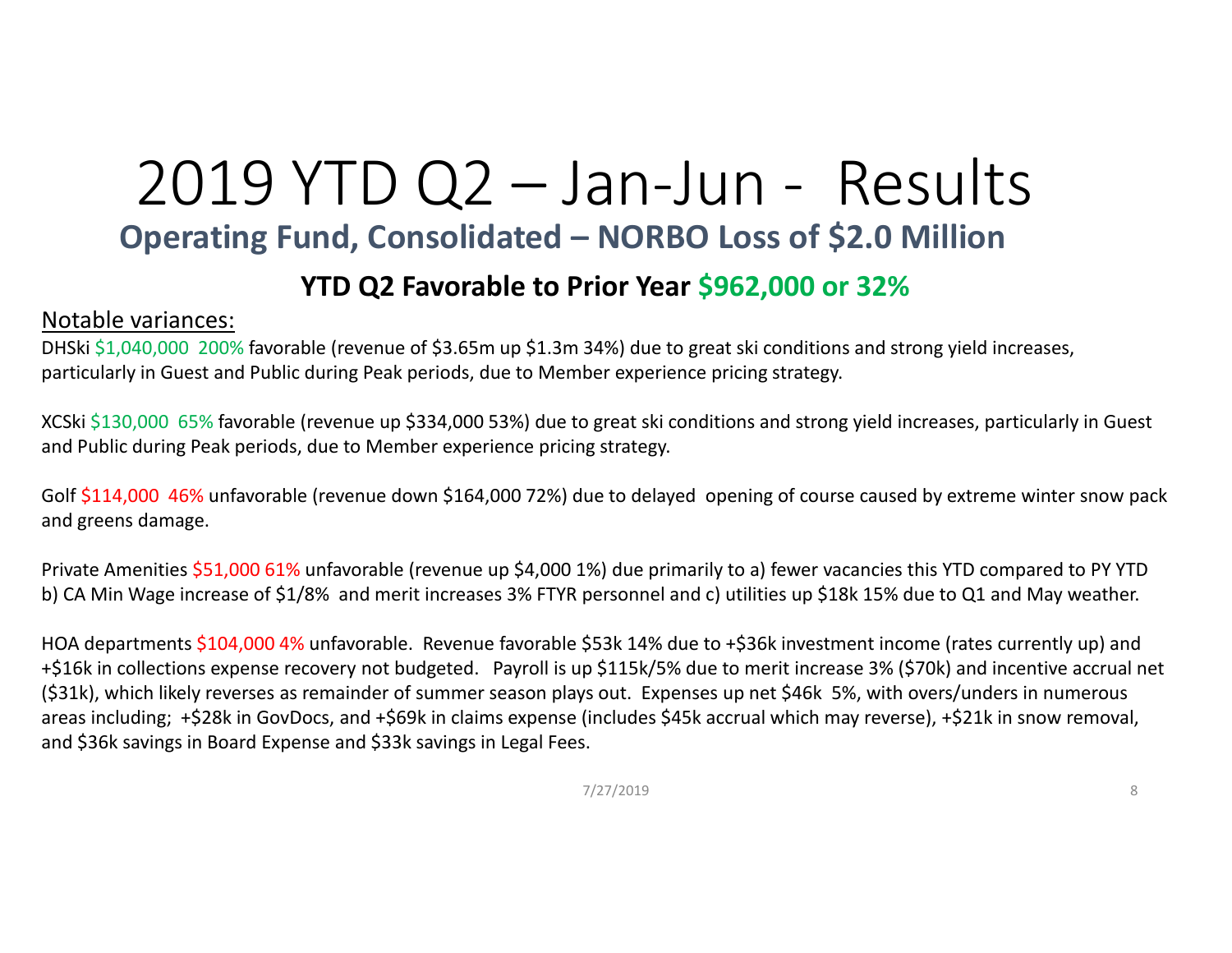# 2019 YTD Q2 – Jan-Jun - Results

## Operating Fund, Consolidated – NORBO Loss of $2.0 Million

### YTD Q2 Favorable to Prior Year $962,000 or 32%

Notable variances:

DHSki $1,040,000 200% favorable (revenue of $3.65m up $1.3m 34%) due to great ski conditions and strong yield increases, particularly in Guest and Public during Peak periods, due to Member experience pricing strategy.

XCSki $130,000 65% favorable (revenue up $334,000 53%) due to great ski conditions and strong yield increases, particularly in Guest and Public during Peak periods, due to Member experience pricing strategy.

Golf $114,000 46% unfavorable (revenue down $164,000 72%) due to delayed opening of course caused by extreme winter snow pack and greens damage.

Private Amenities $51,000 61% unfavorable (revenue up $4,000 1%) due primarily to a) fewer vacancies this YTD compared to PY YTD b) CA Min Wage increase of $1/8% and merit increases 3% FTYR personnel and c) utilities up $18k 15% due to Q1 and May weather.

HOA departments $104,000 4% unfavorable. Revenue favorable $53k 14% due to +$36k investment income (rates currently up) and +$16k in collections expense recovery not budgeted. Payroll is up $115k/5% due to merit increase 3% ($70k) and incentive accrual net ($31k), which likely reverses as remainder of summer season plays out. Expenses up net $46k 5%, with overs/unders in numerous areas including; +$28k in GovDocs, and +$69k in claims expense (includes $45k accrual which may reverse), +$21k in snow removal, and $36k savings in Board Expense and $33k savings in Legal Fees.

7/27/2019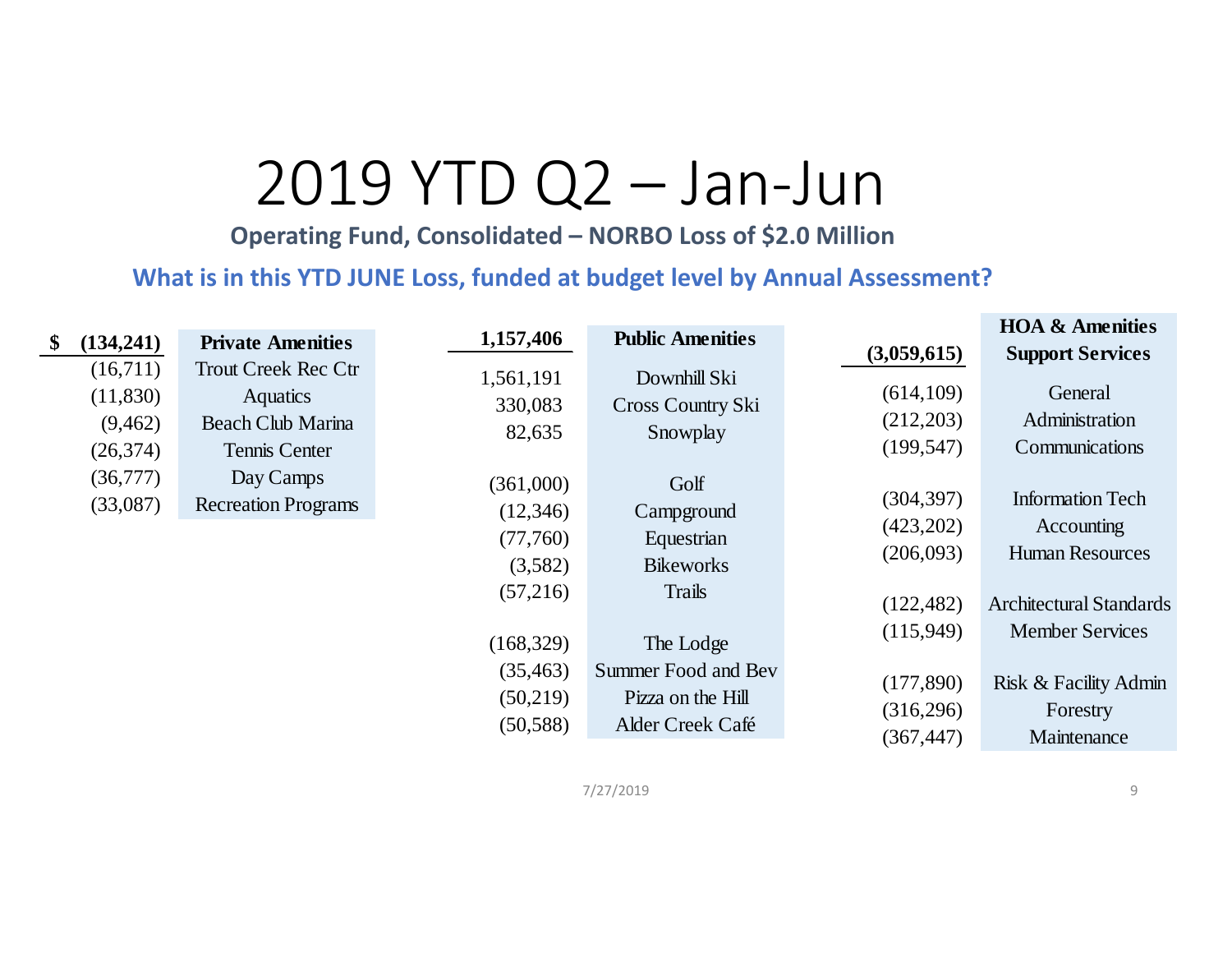# 2019 YTD Q2 – Jan-Jun

**Operating Fund, Consolidated – NORBO Loss of $2.0 Million**

**What is in this YTD JUNE Loss, funded at budget level by Annual Assessment?**

| Amount | Private Amenities |
|---|---|
| **$ (134,241)** | **Private Amenities** |
| (16,711) | Trout Creek Rec Ctr |
| (11,830) | Aquatics |
| (9,462) | Beach Club Marina |
| (26,374) | Tennis Center |
| (36,777) | Day Camps |
| (33,087) | Recreation Programs |

| Amount | Public Amenities |
|---|---|
| **1,157,406** | **Public Amenities** |
| 1,561,191 | Downhill Ski |
| 330,083 | Cross Country Ski |
| 82,635 | Snowplay |
| (361,000) | Golf |
| (12,346) | Campground |
| (77,760) | Equestrian |
| (3,582) | Bikeworks |
| (57,216) | Trails |
| (168,329) | The Lodge |
| (35,463) | Summer Food and Bev |
| (50,219) | Pizza on the Hill |
| (50,588) | Alder Creek Café |

| Amount | HOA & Amenities Support Services |
|---|---|
| **(3,059,615)** | **HOA & Amenities Support Services** |
| (614,109) | General |
| (212,203) | Administration |
| (199,547) | Communications |
| (304,397) | Information Tech |
| (423,202) | Accounting |
| (206,093) | Human Resources |
| (122,482) | Architectural Standards |
| (115,949) | Member Services |
| (177,890) | Risk & Facility Admin |
| (316,296) | Forestry |
| (367,447) | Maintenance |

7/27/2019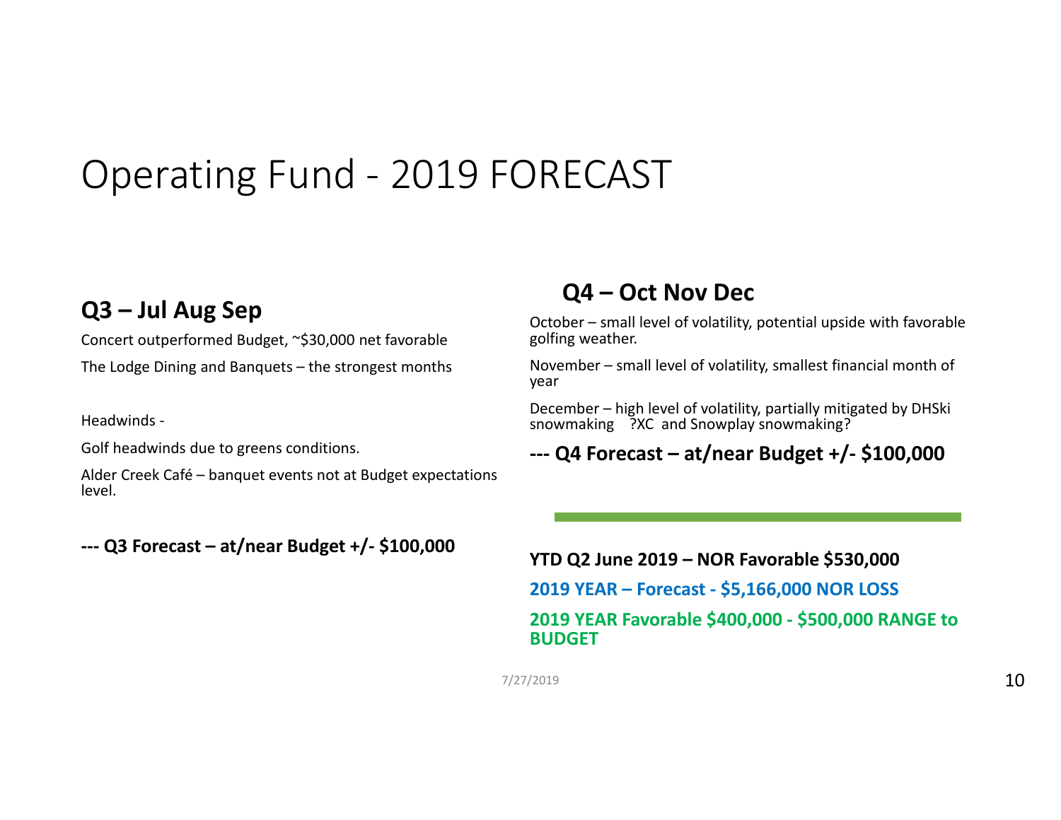# Operating Fund - 2019 FORECAST

## Q3 – Jul Aug Sep

Concert outperformed Budget, ~$30,000 net favorable

The Lodge Dining and Banquets – the strongest months

Headwinds -

Golf headwinds due to greens conditions.

Alder Creek Café – banquet events not at Budget expectations level.

**--- Q3 Forecast – at/near Budget +/- $100,000**

## Q4 – Oct Nov Dec

October – small level of volatility, potential upside with favorable golfing weather.

November – small level of volatility, smallest financial month of year

December – high level of volatility, partially mitigated by DHSki snowmaking ?XC and Snowplay snowmaking?

**--- Q4 Forecast – at/near Budget +/- $100,000**

**YTD Q2 June 2019 – NOR Favorable $530,000**

**2019 YEAR – Forecast - $5,166,000 NOR LOSS**

**2019 YEAR Favorable $400,000 - $500,000 RANGE to BUDGET**

7/27/2019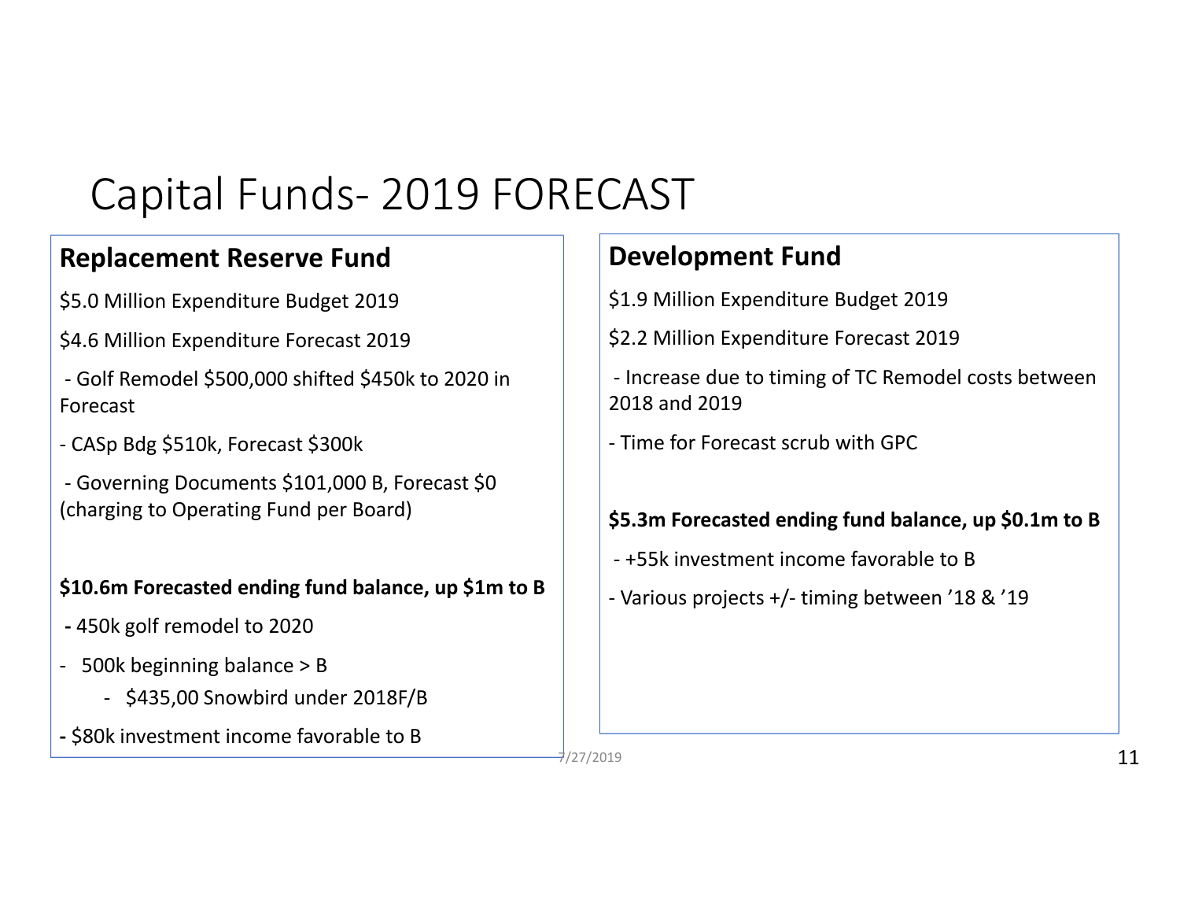# Capital Funds- 2019 FORECAST

## Replacement Reserve Fund

$5.0 Million Expenditure Budget 2019

$4.6 Million Expenditure Forecast 2019

- Golf Remodel $500,000 shifted $450k to 2020 in Forecast
- CASp Bdg $510k, Forecast $300k
- Governing Documents $101,000 B, Forecast $0 (charging to Operating Fund per Board)

**$10.6m Forecasted ending fund balance, up $1m to B**

- 450k golf remodel to 2020
- 500k beginning balance > B
  - $435,00 Snowbird under 2018F/B
- $80k investment income favorable to B

## Development Fund

$1.9 Million Expenditure Budget 2019

$2.2 Million Expenditure Forecast 2019

- Increase due to timing of TC Remodel costs between 2018 and 2019
- Time for Forecast scrub with GPC

**$5.3m Forecasted ending fund balance, up $0.1m to B**

- +55k investment income favorable to B
- Various projects +/- timing between '18 & '19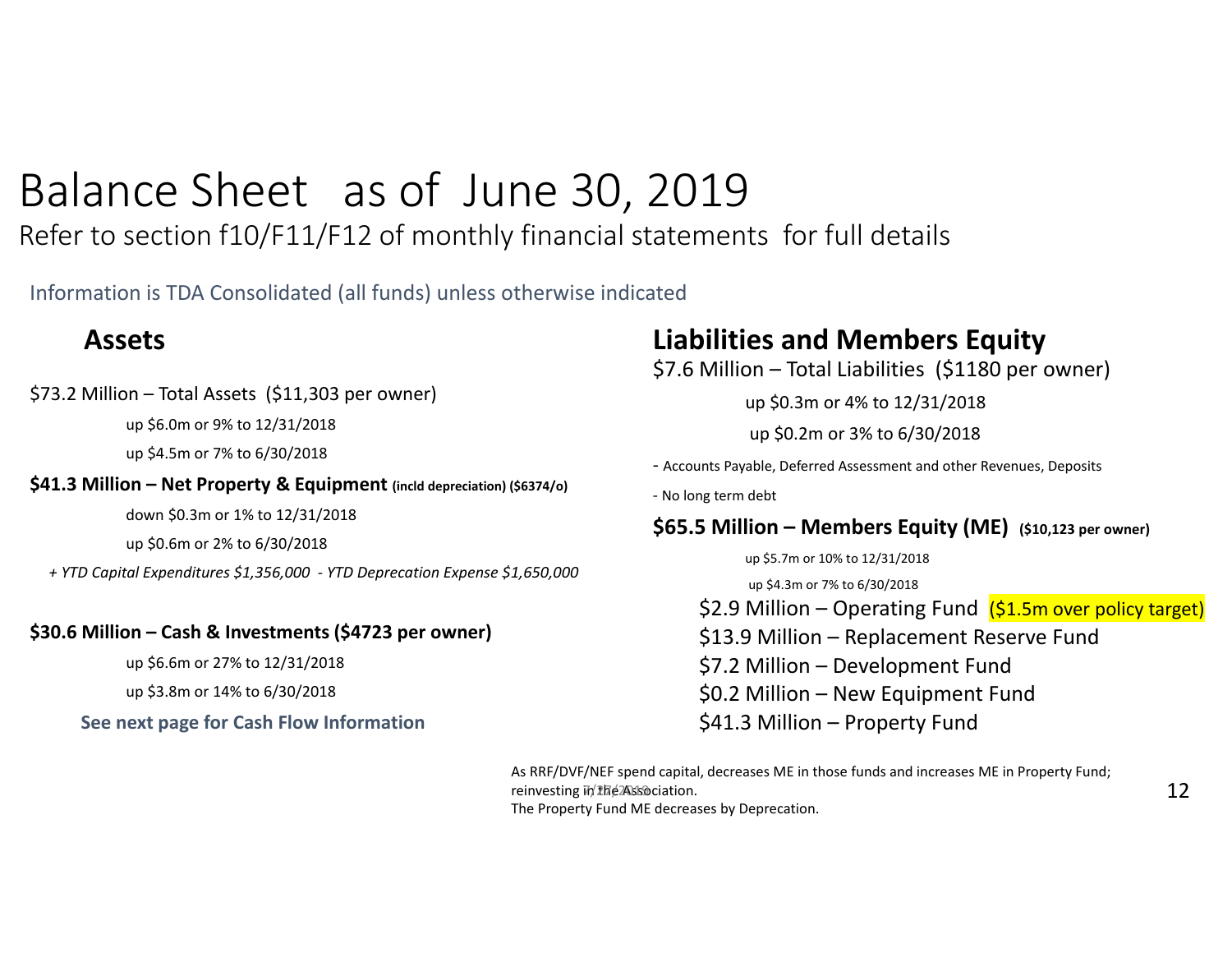# Balance Sheet as of June 30, 2019

Refer to section f10/F11/F12 of monthly financial statements for full details

Information is TDA Consolidated (all funds) unless otherwise indicated

## Assets

$73.2 Million – Total Assets ($11,303 per owner)

up $6.0m or 9% to 12/31/2018

up $4.5m or 7% to 6/30/2018

**$41.3 Million – Net Property & Equipment (incld depreciation) ($6374/o)**

down $0.3m or 1% to 12/31/2018

up $0.6m or 2% to 6/30/2018

*+ YTD Capital Expenditures $1,356,000 - YTD Deprecation Expense $1,650,000*

**$30.6 Million – Cash & Investments ($4723 per owner)**

up $6.6m or 27% to 12/31/2018

up $3.8m or 14% to 6/30/2018

**See next page for Cash Flow Information**

## Liabilities and Members Equity

$7.6 Million – Total Liabilities ($1180 per owner)

up $0.3m or 4% to 12/31/2018

up $0.2m or 3% to 6/30/2018

- Accounts Payable, Deferred Assessment and other Revenues, Deposits
- No long term debt

**$65.5 Million – Members Equity (ME) ($10,123 per owner)**

up $5.7m or 10% to 12/31/2018

up $4.3m or 7% to 6/30/2018

$2.9 Million – Operating Fund ($1.5m over policy target)

$13.9 Million – Replacement Reserve Fund

$7.2 Million – Development Fund

$0.2 Million – New Equipment Fund

$41.3 Million – Property Fund

As RRF/DVF/NEF spend capital, decreases ME in those funds and increases ME in Property Fund; reinvesting in the Association.

The Property Fund ME decreases by Deprecation.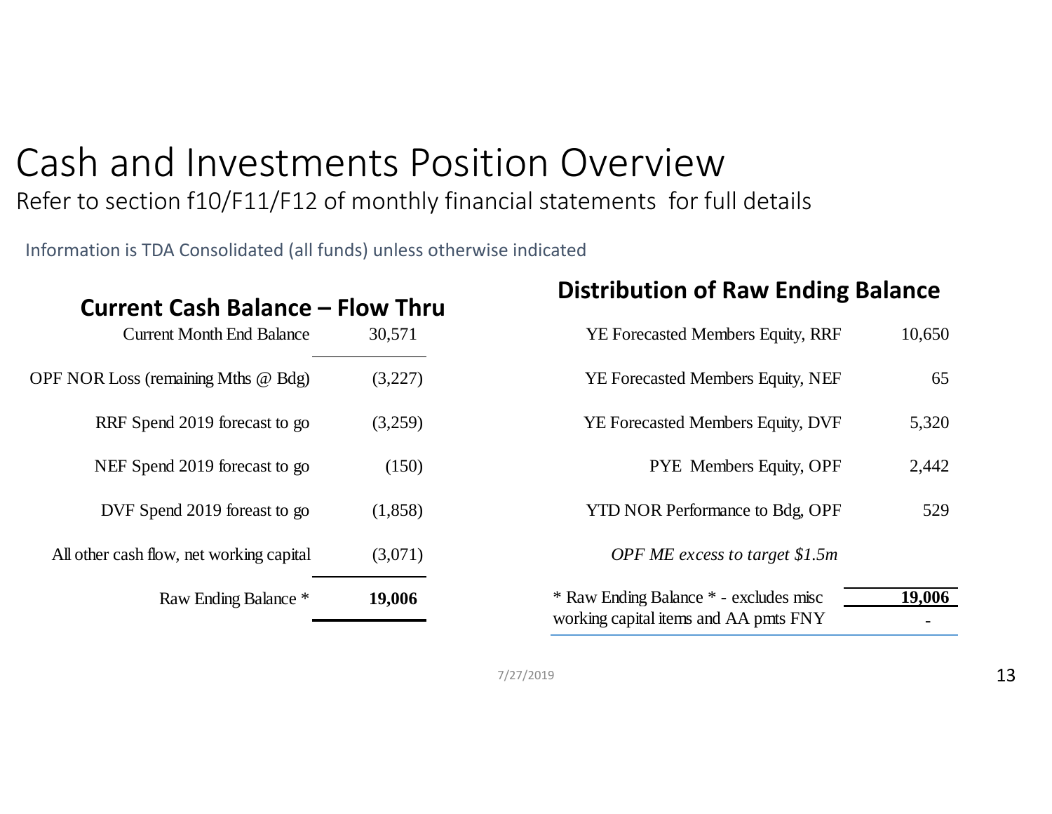# Cash and Investments Position Overview

Refer to section f10/F11/F12 of monthly financial statements for full details

Information is TDA Consolidated (all funds) unless otherwise indicated

## Current Cash Balance – Flow Thru

| | |
|---|---|
| Current Month End Balance | 30,571 |
| OPF NOR Loss (remaining Mths @ Bdg) | (3,227) |
| RRF Spend 2019 forecast to go | (3,259) |
| NEF Spend 2019 forecast to go | (150) |
| DVF Spend 2019 foreast to go | (1,858) |
| All other cash flow, net working capital | (3,071) |
| Raw Ending Balance * | **19,006** |

## Distribution of Raw Ending Balance

| | |
|---|---|
| YE Forecasted Members Equity, RRF | 10,650 |
| YE Forecasted Members Equity, NEF | 65 |
| YE Forecasted Members Equity, DVF | 5,320 |
| PYE Members Equity, OPF | 2,442 |
| YTD NOR Performance to Bdg, OPF | 529 |
| *OPF ME excess to target $1.5m* | |
| * Raw Ending Balance * - excludes misc | **19,006** |
| working capital items and AA pmts FNY | - |

7/27/2019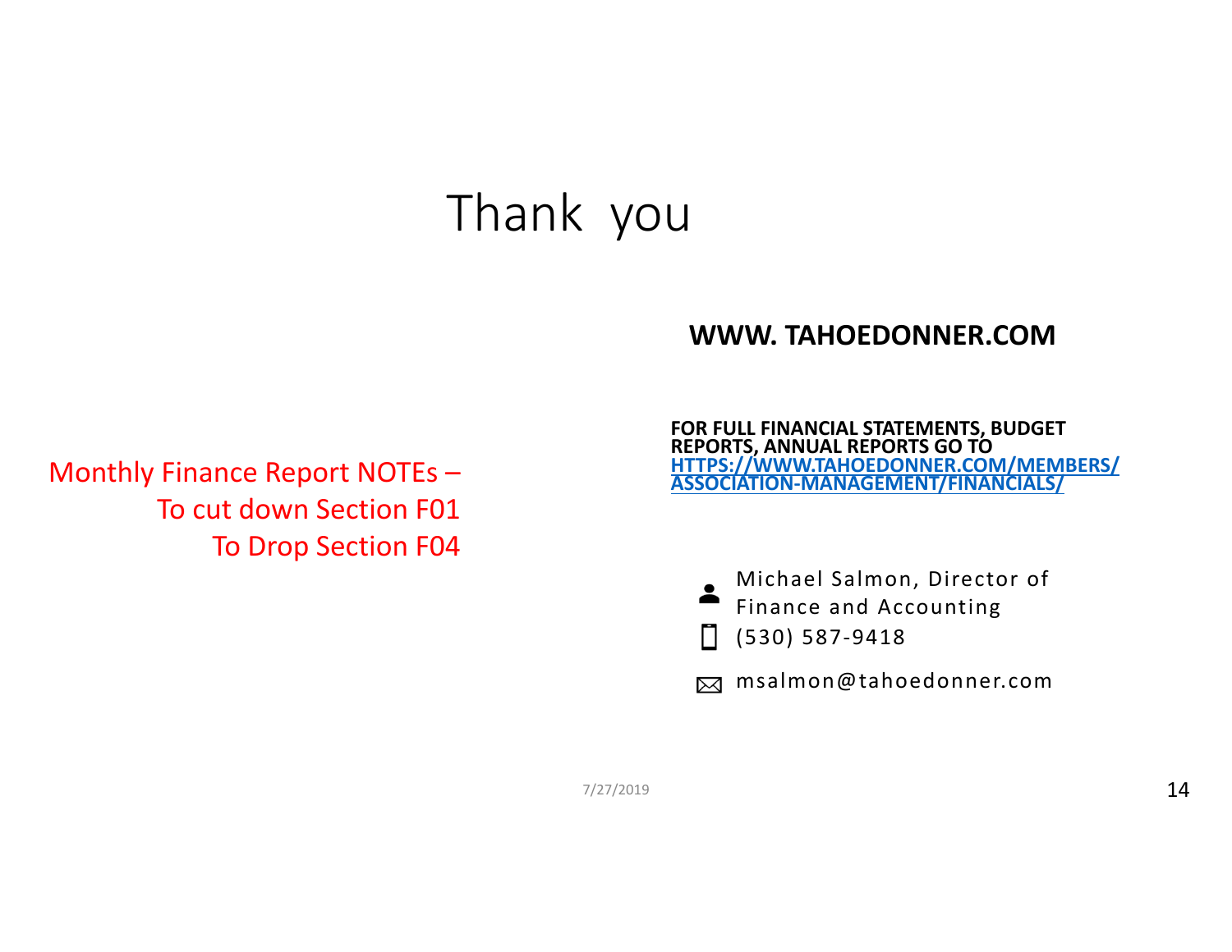# Thank you

Monthly Finance Report NOTEs –
To cut down Section F01
To Drop Section F04

**WWW. TAHOEDONNER.COM**

**FOR FULL FINANCIAL STATEMENTS, BUDGET REPORTS, ANNUAL REPORTS GO TO [HTTPS://WWW.TAHOEDONNER.COM/MEMBERS/ASSOCIATION-MANAGEMENT/FINANCIALS/](HTTPS://WWW.TAHOEDONNER.COM/MEMBERS/ASSOCIATION-MANAGEMENT/FINANCIALS/)**

Michael Salmon, Director of Finance and Accounting

(530) 587-9418

msalmon@tahoedonner.com

7/27/2019